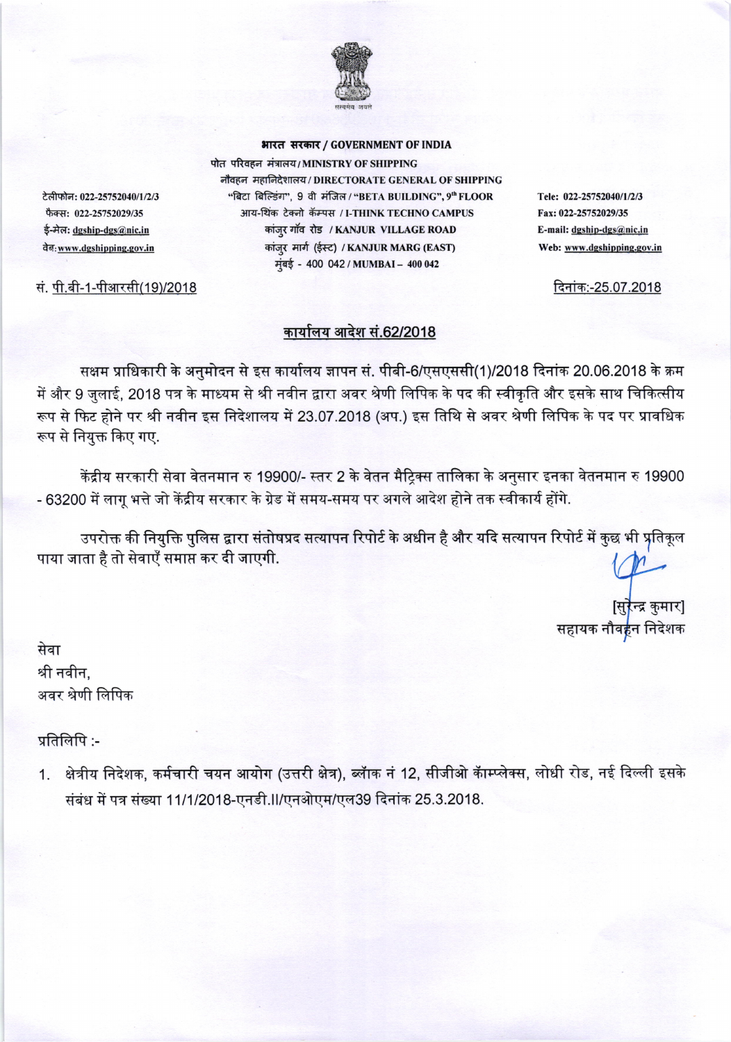भारत सरकार / GOVERNMENT OF INDIA

पोत परिवहन मंत्रालय / MINISTRY OF SHIPPING

नौवहन महानिदेशालय / DIRECTORATE GENERAL OF SHIPPING

"बिटा बिल्डिंग", 9 वी मंजिल / "BETA BUILDING", 9th FLOOR

आय-थिंक टेक्नो कॅम्पस / I-THINK TECHNO CAMPUS

कांजुर गॉंव रोड / KANJUR VILLAGE ROAD

कांजुर मार्ग (ईस्ट) / KANJUR MARG (EAST)

मुंबई - 400 042 / MUMBAI – 400 042

टेलीफोन: 022-25752040/1/2/3
फैक्स: 022-25752029/35
ई-मेल: dgship-dgs@nic.in
वेब: www.dgshipping.gov.in

Tele: 022-25752040/1/2/3
Fax: 022-25752029/35
E-mail: dgship-dgs@nic.in
Web: www.dgshipping.gov.in

सं. पी.बी-1-पीआरसी(19)/2018

दिनांक:-25.07.2018

## कार्यालय आदेश सं.62/2018

सक्षम प्राधिकारी के अनुमोदन से इस कार्यालय ज्ञापन सं. पीबी-6/एसएससी(1)/2018 दिनांक 20.06.2018 के क्रम में और 9 जुलाई, 2018 पत्र के माध्यम से श्री नवीन द्वारा अवर श्रेणी लिपिक के पद की स्वीकृति और इसके साथ चिकित्सीय रूप से फिट होने पर श्री नवीन इस निदेशालय में 23.07.2018 (अप.) इस तिथि से अवर श्रेणी लिपिक के पद पर प्रावधिक रूप से नियुक्त किए गए.

केंद्रीय सरकारी सेवा वेतनमान रु 19900/- स्तर 2 के वेतन मैट्रिक्स तालिका के अनुसार इनका वेतनमान रु 19900 - 63200 में लागू भत्ते जो केंद्रीय सरकार के ग्रेड में समय-समय पर अगले आदेश होने तक स्वीकार्य होंगे.

उपरोक्त की नियुक्ति पुलिस द्वारा संतोषप्रद सत्यापन रिपोर्ट के अधीन है और यदि सत्यापन रिपोर्ट में कुछ भी प्रतिकूल पाया जाता है तो सेवाएँ समाप्त कर दी जाएगी.

[सुरेन्द्र कुमार]
सहायक नौवहन निदेशक

सेवा
श्री नवीन,
अवर श्रेणी लिपिक

प्रतिलिपि :-

1. क्षेत्रीय निदेशक, कर्मचारी चयन आयोग (उत्तरी क्षेत्र), ब्लॉक नं 12, सीजीओ कॉम्प्लेक्स, लोधी रोड, नई दिल्ली इसके संबंध में पत्र संख्या 11/1/2018-एनडी.II/एनओएम/एल39 दिनांक 25.3.2018.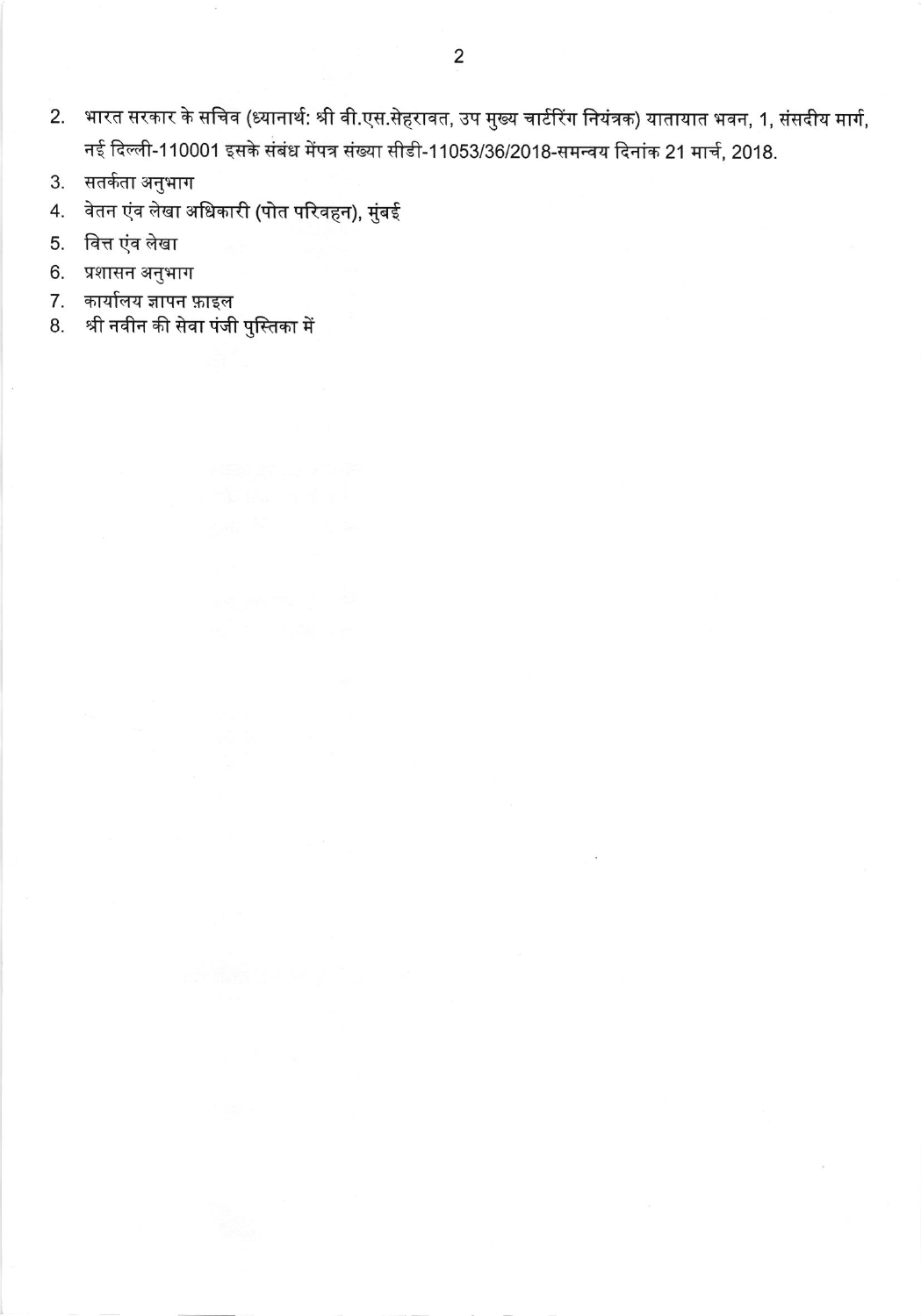2. भारत सरकार के सचिव (ध्यानार्थ: श्री वी.एस.सेहरावत, उप मुख्य चार्टरिंग नियंत्रक) यातायात भवन, 1, संसदीय मार्ग, नई दिल्ली-110001 इसके संबंध मेंपत्र संख्या सीडी-11053/36/2018-समन्वय दिनांक 21 मार्च, 2018.
3. सतर्कता अनुभाग
4. वेतन एंव लेखा अधिकारी (पोत परिवहन), मुंबई
5. वित्त एंव लेखा
6. प्रशासन अनुभाग
7. कार्यालय ज्ञापन फ़ाइल
8. श्री नवीन की सेवा पंजी पुस्तिका में